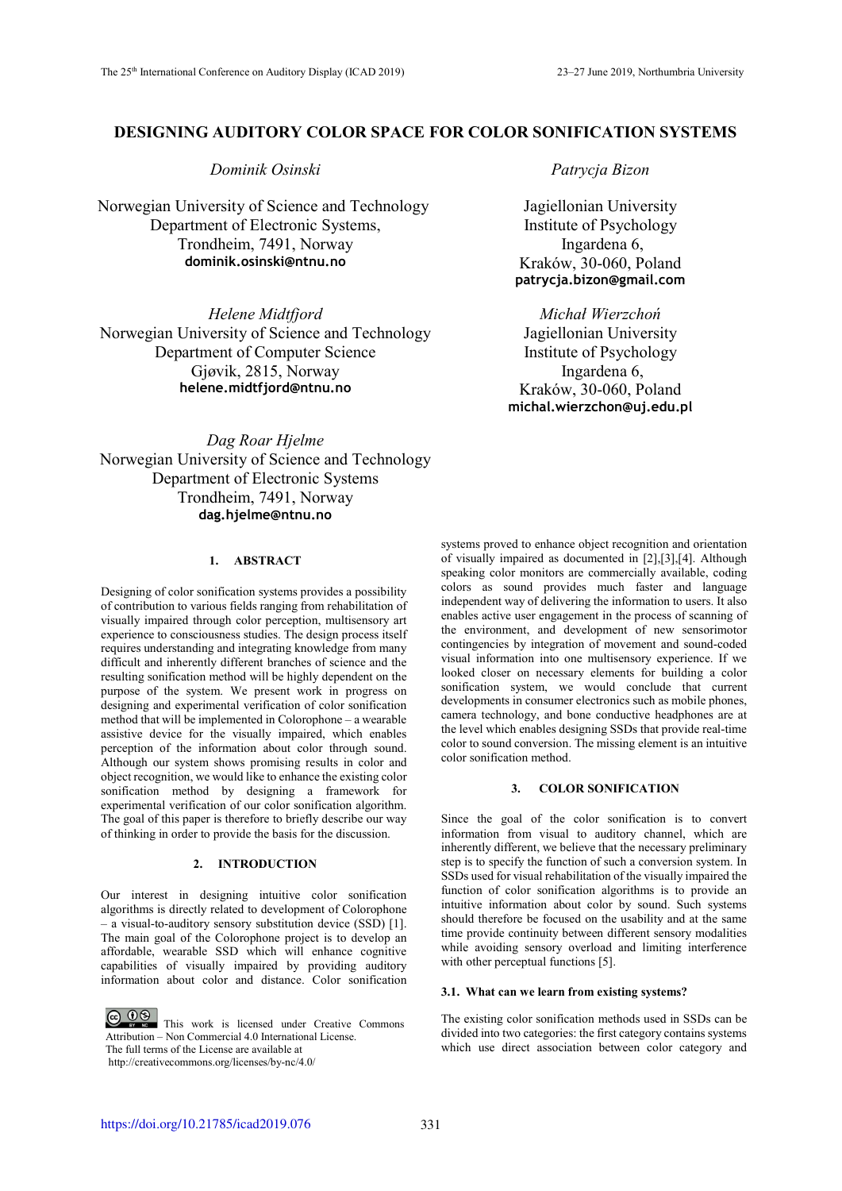# DESIGNING AUDITORY COLOR SPACE FOR COLOR SONIFICATION SYSTEMS

*Dominik Osinski*

Norwegian University of Science and Technology
Department of Electronic Systems,
Trondheim, 7491, Norway
dominik.osinski@ntnu.no

*Patrycja Bizon*

Jagiellonian University
Institute of Psychology
Ingardena 6,
Kraków, 30-060, Poland
patrycja.bizon@gmail.com

*Helene Midtfjord*

Norwegian University of Science and Technology
Department of Computer Science
Gjøvik, 2815, Norway
helene.midtfjord@ntnu.no

*Michał Wierzchoń*

Jagiellonian University
Institute of Psychology
Ingardena 6,
Kraków, 30-060, Poland
michal.wierzchon@uj.edu.pl

*Dag Roar Hjelme*

Norwegian University of Science and Technology
Department of Electronic Systems
Trondheim, 7491, Norway
dag.hjelme@ntnu.no

## 1. ABSTRACT

Designing of color sonification systems provides a possibility of contribution to various fields ranging from rehabilitation of visually impaired through color perception, multisensory art experience to consciousness studies. The design process itself requires understanding and integrating knowledge from many difficult and inherently different branches of science and the resulting sonification method will be highly dependent on the purpose of the system. We present work in progress on designing and experimental verification of color sonification method that will be implemented in Colorophone – a wearable assistive device for the visually impaired, which enables perception of the information about color through sound. Although our system shows promising results in color and object recognition, we would like to enhance the existing color sonification method by designing a framework for experimental verification of our color sonification algorithm. The goal of this paper is therefore to briefly describe our way of thinking in order to provide the basis for the discussion.

## 2. INTRODUCTION

Our interest in designing intuitive color sonification algorithms is directly related to development of Colorophone – a visual-to-auditory sensory substitution device (SSD) [1]. The main goal of the Colorophone project is to develop an affordable, wearable SSD which will enhance cognitive capabilities of visually impaired by providing auditory information about color and distance. Color sonification systems proved to enhance object recognition and orientation of visually impaired as documented in [2],[3],[4]. Although speaking color monitors are commercially available, coding colors as sound provides much faster and language independent way of delivering the information to users. It also enables active user engagement in the process of scanning of the environment, and development of new sensorimotor contingencies by integration of movement and sound-coded visual information into one multisensory experience. If we looked closer on necessary elements for building a color sonification system, we would conclude that current developments in consumer electronics such as mobile phones, camera technology, and bone conductive headphones are at the level which enables designing SSDs that provide real-time color to sound conversion. The missing element is an intuitive color sonification method.

This work is licensed under Creative Commons Attribution – Non Commercial 4.0 International License. The full terms of the License are available at http://creativecommons.org/licenses/by-nc/4.0/

## 3. COLOR SONIFICATION

Since the goal of the color sonification is to convert information from visual to auditory channel, which are inherently different, we believe that the necessary preliminary step is to specify the function of such a conversion system. In SSDs used for visual rehabilitation of the visually impaired the function of color sonification algorithms is to provide an intuitive information about color by sound. Such systems should therefore be focused on the usability and at the same time provide continuity between different sensory modalities while avoiding sensory overload and limiting interference with other perceptual functions [5].

### 3.1. What can we learn from existing systems?

The existing color sonification methods used in SSDs can be divided into two categories: the first category contains systems which use direct association between color category and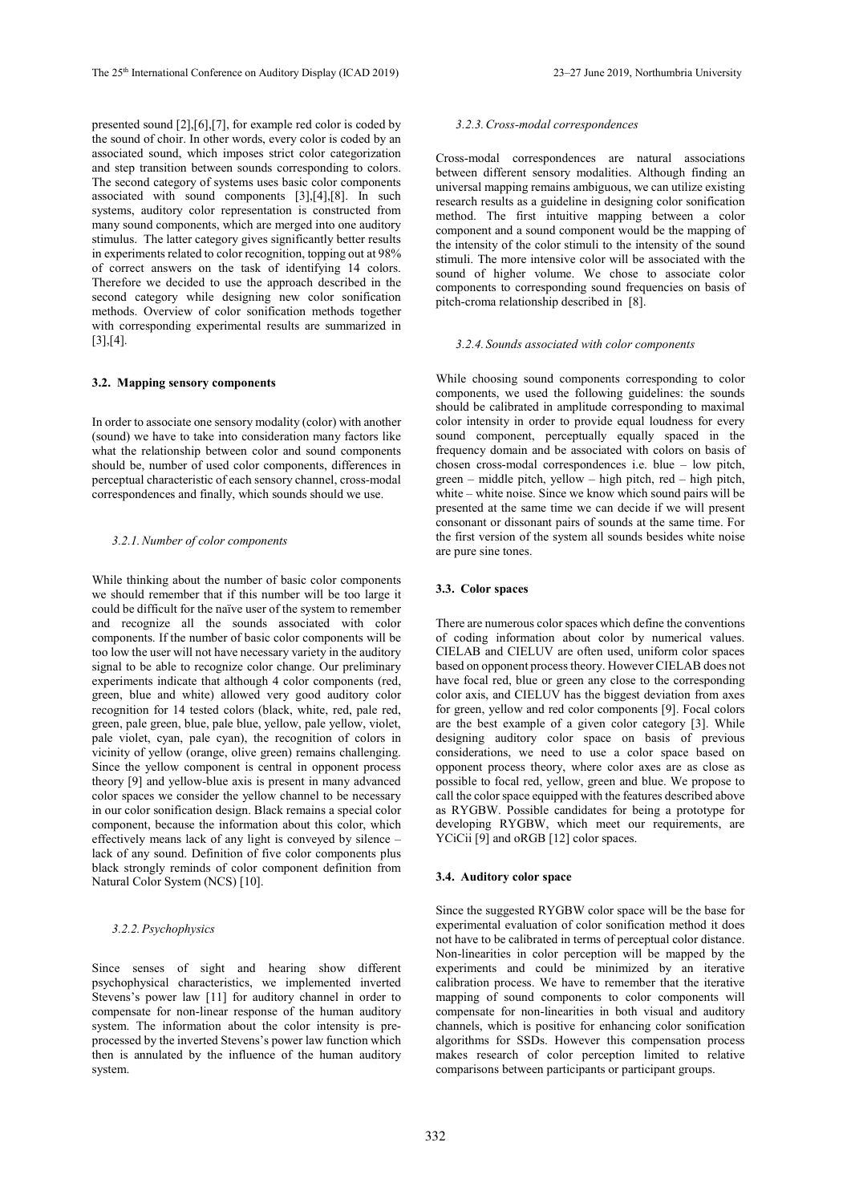presented sound [2],[6],[7], for example red color is coded by the sound of choir. In other words, every color is coded by an associated sound, which imposes strict color categorization and step transition between sounds corresponding to colors. The second category of systems uses basic color components associated with sound components [3],[4],[8]. In such systems, auditory color representation is constructed from many sound components, which are merged into one auditory stimulus. The latter category gives significantly better results in experiments related to color recognition, topping out at 98% of correct answers on the task of identifying 14 colors. Therefore we decided to use the approach described in the second category while designing new color sonification methods. Overview of color sonification methods together with corresponding experimental results are summarized in [3],[4].

### 3.2. Mapping sensory components

In order to associate one sensory modality (color) with another (sound) we have to take into consideration many factors like what the relationship between color and sound components should be, number of used color components, differences in perceptual characteristic of each sensory channel, cross-modal correspondences and finally, which sounds should we use.

#### *3.2.1. Number of color components*

While thinking about the number of basic color components we should remember that if this number will be too large it could be difficult for the naïve user of the system to remember and recognize all the sounds associated with color components. If the number of basic color components will be too low the user will not have necessary variety in the auditory signal to be able to recognize color change. Our preliminary experiments indicate that although 4 color components (red, green, blue and white) allowed very good auditory color recognition for 14 tested colors (black, white, red, pale red, green, pale green, blue, pale blue, yellow, pale yellow, violet, pale violet, cyan, pale cyan), the recognition of colors in vicinity of yellow (orange, olive green) remains challenging. Since the yellow component is central in opponent process theory [9] and yellow-blue axis is present in many advanced color spaces we consider the yellow channel to be necessary in our color sonification design. Black remains a special color component, because the information about this color, which effectively means lack of any light is conveyed by silence – lack of any sound. Definition of five color components plus black strongly reminds of color component definition from Natural Color System (NCS) [10].

#### *3.2.2. Psychophysics*

Since senses of sight and hearing show different psychophysical characteristics, we implemented inverted Stevens's power law [11] for auditory channel in order to compensate for non-linear response of the human auditory system. The information about the color intensity is pre-processed by the inverted Stevens's power law function which then is annulated by the influence of the human auditory system.

#### *3.2.3. Cross-modal correspondences*

Cross-modal correspondences are natural associations between different sensory modalities. Although finding an universal mapping remains ambiguous, we can utilize existing research results as a guideline in designing color sonification method. The first intuitive mapping between a color component and a sound component would be the mapping of the intensity of the color stimuli to the intensity of the sound stimuli. The more intensive color will be associated with the sound of higher volume. We chose to associate color components to corresponding sound frequencies on basis of pitch-croma relationship described in [8].

#### *3.2.4. Sounds associated with color components*

While choosing sound components corresponding to color components, we used the following guidelines: the sounds should be calibrated in amplitude corresponding to maximal color intensity in order to provide equal loudness for every sound component, perceptually equally spaced in the frequency domain and be associated with colors on basis of chosen cross-modal correspondences i.e. blue – low pitch, green – middle pitch, yellow – high pitch, red – high pitch, white – white noise. Since we know which sound pairs will be presented at the same time we can decide if we will present consonant or dissonant pairs of sounds at the same time. For the first version of the system all sounds besides white noise are pure sine tones.

### 3.3. Color spaces

There are numerous color spaces which define the conventions of coding information about color by numerical values. CIELAB and CIELUV are often used, uniform color spaces based on opponent process theory. However CIELAB does not have focal red, blue or green any close to the corresponding color axis, and CIELUV has the biggest deviation from axes for green, yellow and red color components [9]. Focal colors are the best example of a given color category [3]. While designing auditory color space on basis of previous considerations, we need to use a color space based on opponent process theory, where color axes are as close as possible to focal red, yellow, green and blue. We propose to call the color space equipped with the features described above as RYGBW. Possible candidates for being a prototype for developing RYGBW, which meet our requirements, are YCiCii [9] and oRGB [12] color spaces.

### 3.4. Auditory color space

Since the suggested RYGBW color space will be the base for experimental evaluation of color sonification method it does not have to be calibrated in terms of perceptual color distance. Non-linearities in color perception will be mapped by the experiments and could be minimized by an iterative calibration process. We have to remember that the iterative mapping of sound components to color components will compensate for non-linearities in both visual and auditory channels, which is positive for enhancing color sonification algorithms for SSDs. However this compensation process makes research of color perception limited to relative comparisons between participants or participant groups.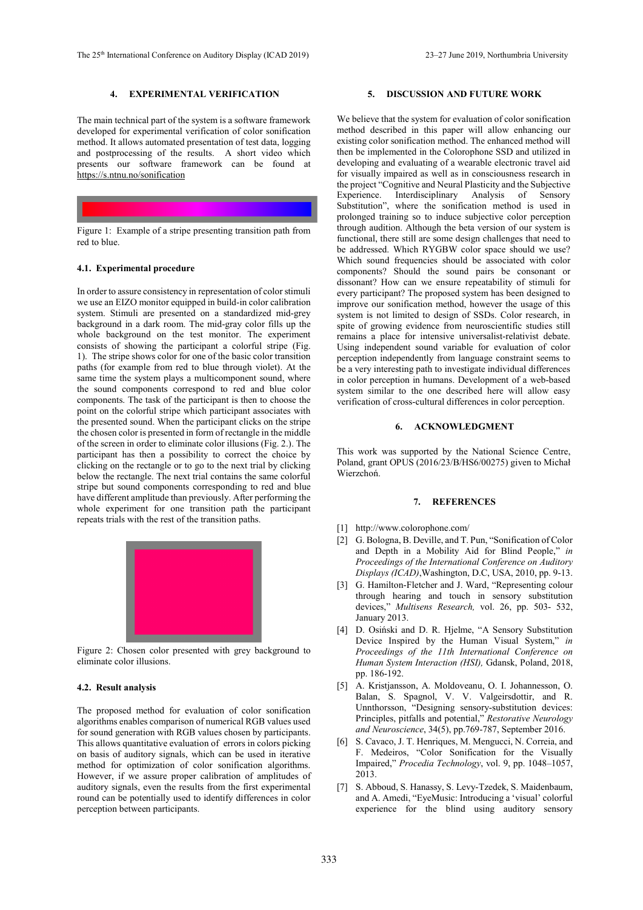## 4. EXPERIMENTAL VERIFICATION

The main technical part of the system is a software framework developed for experimental verification of color sonification method. It allows automated presentation of test data, logging and postprocessing of the results. A short video which presents our software framework can be found at https://s.ntnu.no/sonification

Figure 1: Example of a stripe presenting transition path from red to blue.

### 4.1. Experimental procedure

In order to assure consistency in representation of color stimuli we use an EIZO monitor equipped in build-in color calibration system. Stimuli are presented on a standardized mid-grey background in a dark room. The mid-gray color fills up the whole background on the test monitor. The experiment consists of showing the participant a colorful stripe (Fig. 1). The stripe shows color for one of the basic color transition paths (for example from red to blue through violet). At the same time the system plays a multicomponent sound, where the sound components correspond to red and blue color components. The task of the participant is then to choose the point on the colorful stripe which participant associates with the presented sound. When the participant clicks on the stripe the chosen color is presented in form of rectangle in the middle of the screen in order to eliminate color illusions (Fig. 2.). The participant has then a possibility to correct the choice by clicking on the rectangle or to go to the next trial by clicking below the rectangle. The next trial contains the same colorful stripe but sound components corresponding to red and blue have different amplitude than previously. After performing the whole experiment for one transition path the participant repeats trials with the rest of the transition paths.

Figure 2: Chosen color presented with grey background to eliminate color illusions.

### 4.2. Result analysis

The proposed method for evaluation of color sonification algorithms enables comparison of numerical RGB values used for sound generation with RGB values chosen by participants. This allows quantitative evaluation of errors in colors picking on basis of auditory signals, which can be used in iterative method for optimization of color sonification algorithms. However, if we assure proper calibration of amplitudes of auditory signals, even the results from the first experimental round can be potentially used to identify differences in color perception between participants.

## 5. DISCUSSION AND FUTURE WORK

We believe that the system for evaluation of color sonification method described in this paper will allow enhancing our existing color sonification method. The enhanced method will then be implemented in the Colorophone SSD and utilized in developing and evaluating of a wearable electronic travel aid for visually impaired as well as in consciousness research in the project "Cognitive and Neural Plasticity and the Subjective Experience. Interdisciplinary Analysis of Sensory Substitution", where the sonification method is used in prolonged training so to induce subjective color perception through audition. Although the beta version of our system is functional, there still are some design challenges that need to be addressed. Which RYGBW color space should we use? Which sound frequencies should be associated with color components? Should the sound pairs be consonant or dissonant? How can we ensure repeatability of stimuli for every participant? The proposed system has been designed to improve our sonification method, however the usage of this system is not limited to design of SSDs. Color research, in spite of growing evidence from neuroscientific studies still remains a place for intensive universalist-relativist debate. Using independent sound variable for evaluation of color perception independently from language constraint seems to be a very interesting path to investigate individual differences in color perception in humans. Development of a web-based system similar to the one described here will allow easy verification of cross-cultural differences in color perception.

## 6. ACKNOWLEDGMENT

This work was supported by the National Science Centre, Poland, grant OPUS (2016/23/B/HS6/00275) given to Michał Wierzchoń.

## 7. REFERENCES

[1] http://www.colorophone.com/

[2] G. Bologna, B. Deville, and T. Pun, "Sonification of Color and Depth in a Mobility Aid for Blind People," *in Proceedings of the International Conference on Auditory Displays (ICAD)*,Washington, D.C, USA, 2010, pp. 9-13.

[3] G. Hamilton-Fletcher and J. Ward, "Representing colour through hearing and touch in sensory substitution devices," *Multisens Research,* vol. 26, pp. 503- 532, January 2013.

[4] D. Osiński and D. R. Hjelme, "A Sensory Substitution Device Inspired by the Human Visual System," *in Proceedings of the 11th International Conference on Human System Interaction (HSI),* Gdansk, Poland, 2018, pp. 186-192.

[5] A. Kristjansson, A. Moldoveanu, O. I. Johannesson, O. Balan, S. Spagnol, V. V. Valgeirsdottir, and R. Unnthorsson, "Designing sensory-substitution devices: Principles, pitfalls and potential," *Restorative Neurology and Neuroscience*, 34(5), pp.769-787, September 2016.

[6] S. Cavaco, J. T. Henriques, M. Mengucci, N. Correia, and F. Medeiros, "Color Sonification for the Visually Impaired," *Procedia Technology*, vol. 9, pp. 1048–1057, 2013.

[7] S. Abboud, S. Hanassy, S. Levy-Tzedek, S. Maidenbaum, and A. Amedi, "EyeMusic: Introducing a 'visual' colorful experience for the blind using auditory sensory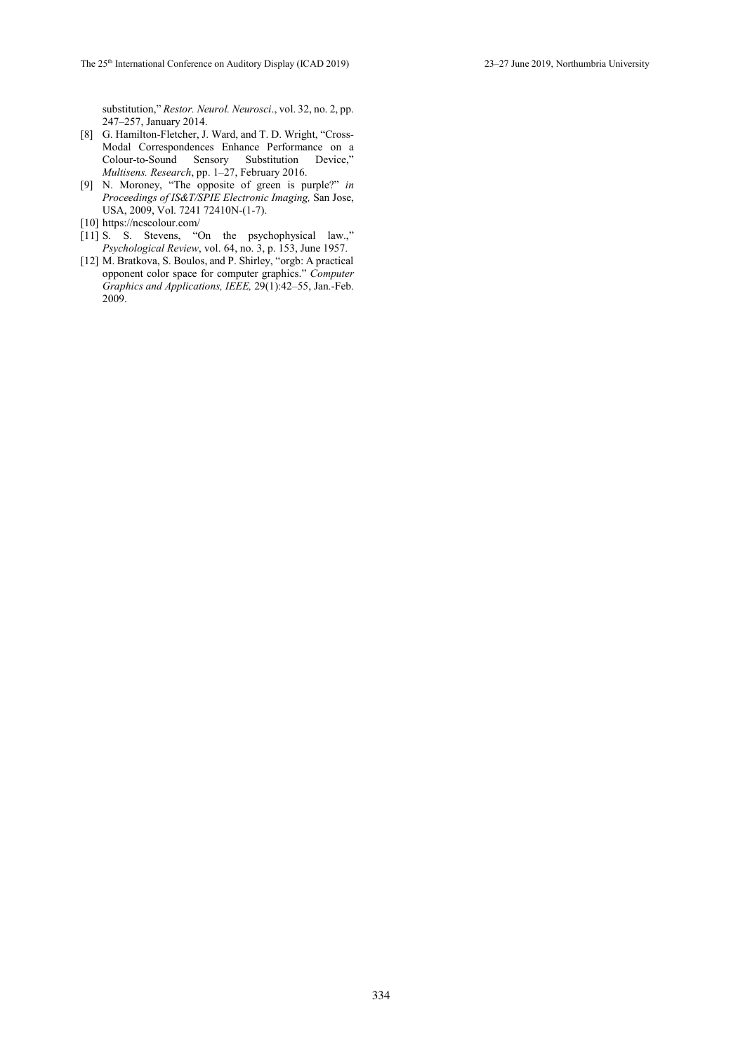substitution," *Restor. Neurol. Neurosci*., vol. 32, no. 2, pp. 247–257, January 2014.

[8] G. Hamilton-Fletcher, J. Ward, and T. D. Wright, "Cross-Modal Correspondences Enhance Performance on a Colour-to-Sound Sensory Substitution Device," *Multisens. Research*, pp. 1–27, February 2016.

[9] N. Moroney, "The opposite of green is purple?" *in Proceedings of IS&T/SPIE Electronic Imaging,* San Jose, USA, 2009, Vol. 7241 72410N-(1-7).

[10] https://ncscolour.com/

[11] S. S. Stevens, "On the psychophysical law.," *Psychological Review*, vol. 64, no. 3, p. 153, June 1957.

[12] M. Bratkova, S. Boulos, and P. Shirley, "orgb: A practical opponent color space for computer graphics." *Computer Graphics and Applications, IEEE,* 29(1):42–55, Jan.-Feb. 2009.